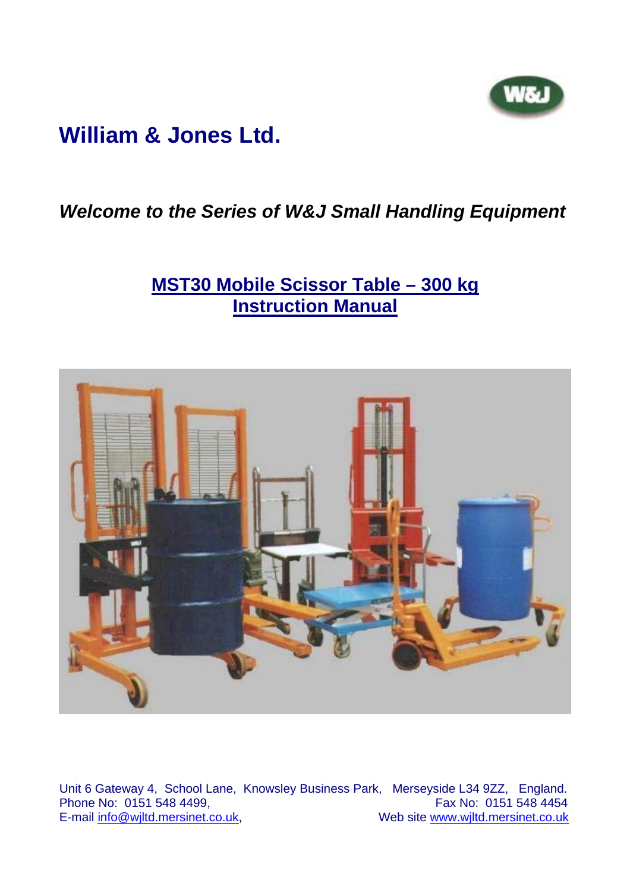# William & Jones Ltd.

***Welcome to the Series of W&J Small Handling Equipment***

## MST30 Mobile Scissor Table – 300 kg
## Instruction Manual

Unit 6 Gateway 4, School Lane, Knowsley Business Park, Merseyside L34 9ZZ, England.
Phone No: 0151 548 4499, Fax No: 0151 548 4454
E-mail info@wjltd.mersinet.co.uk, Web site www.wjltd.mersinet.co.uk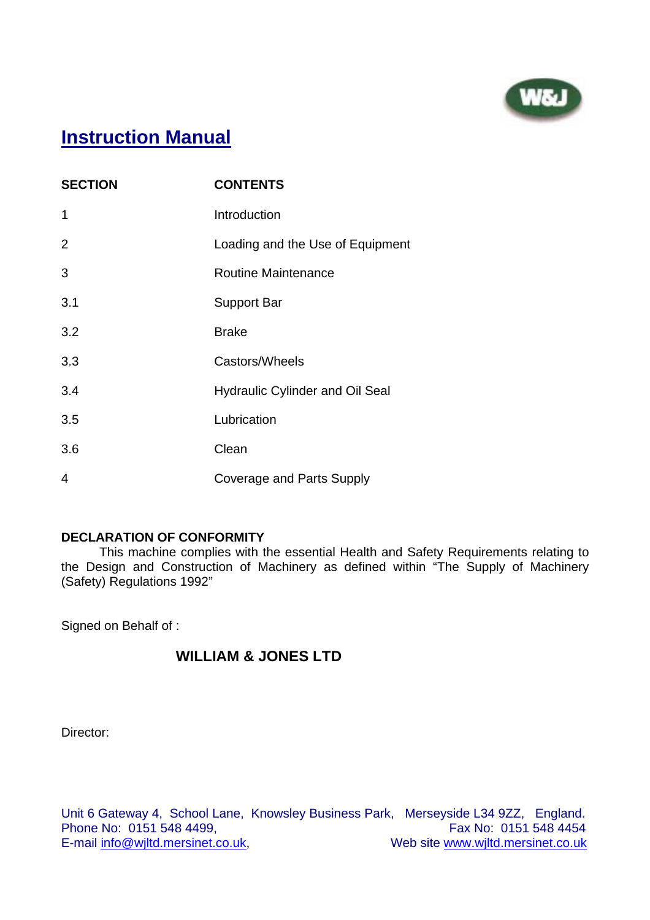W&J

# Instruction Manual

| SECTION | CONTENTS |
|---|---|
| 1 | Introduction |
| 2 | Loading and the Use of Equipment |
| 3 | Routine Maintenance |
| 3.1 | Support Bar |
| 3.2 | Brake |
| 3.3 | Castors/Wheels |
| 3.4 | Hydraulic Cylinder and Oil Seal |
| 3.5 | Lubrication |
| 3.6 | Clean |
| 4 | Coverage and Parts Supply |

**DECLARATION OF CONFORMITY**

This machine complies with the essential Health and Safety Requirements relating to the Design and Construction of Machinery as defined within "The Supply of Machinery (Safety) Regulations 1992"

Signed on Behalf of :

**WILLIAM & JONES LTD**

Director:

Unit 6 Gateway 4, School Lane, Knowsley Business Park, Merseyside L34 9ZZ, England.
Phone No: 0151 548 4499, Fax No: 0151 548 4454
E-mail info@wjltd.mersinet.co.uk, Web site www.wjltd.mersinet.co.uk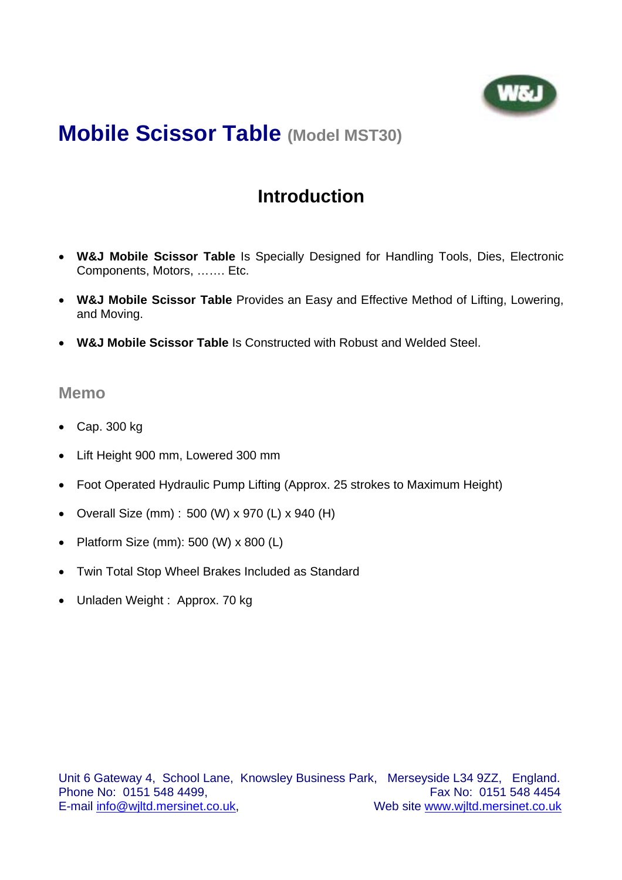# Mobile Scissor Table (Model MST30)

## Introduction

- **W&J Mobile Scissor Table** Is Specially Designed for Handling Tools, Dies, Electronic Components, Motors, ……. Etc.
- **W&J Mobile Scissor Table** Provides an Easy and Effective Method of Lifting, Lowering, and Moving.
- **W&J Mobile Scissor Table** Is Constructed with Robust and Welded Steel.

### Memo

- Cap. 300 kg
- Lift Height 900 mm, Lowered 300 mm
- Foot Operated Hydraulic Pump Lifting (Approx. 25 strokes to Maximum Height)
- Overall Size (mm) : 500 (W) x 970 (L) x 940 (H)
- Platform Size (mm): 500 (W) x 800 (L)
- Twin Total Stop Wheel Brakes Included as Standard
- Unladen Weight : Approx. 70 kg

Unit 6 Gateway 4, School Lane, Knowsley Business Park, Merseyside L34 9ZZ, England.
Phone No: 0151 548 4499, Fax No: 0151 548 4454
E-mail info@wjltd.mersinet.co.uk, Web site www.wjltd.mersinet.co.uk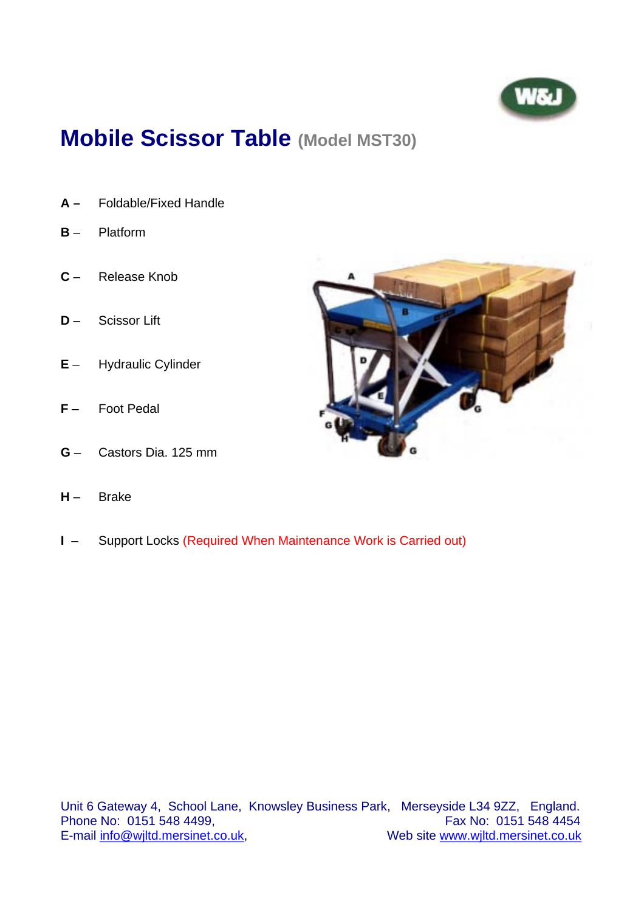# Mobile Scissor Table (Model MST30)

**A –** Foldable/Fixed Handle

**B** – Platform

**C** – Release Knob

**D** – Scissor Lift

**E** – Hydraulic Cylinder

**F** – Foot Pedal

**G** – Castors Dia. 125 mm

**H** – Brake

**I** – Support Locks (Required When Maintenance Work is Carried out)

Unit 6 Gateway 4, School Lane, Knowsley Business Park, Merseyside L34 9ZZ, England.
Phone No: 0151 548 4499, Fax No: 0151 548 4454
E-mail info@wjltd.mersinet.co.uk, Web site www.wjltd.mersinet.co.uk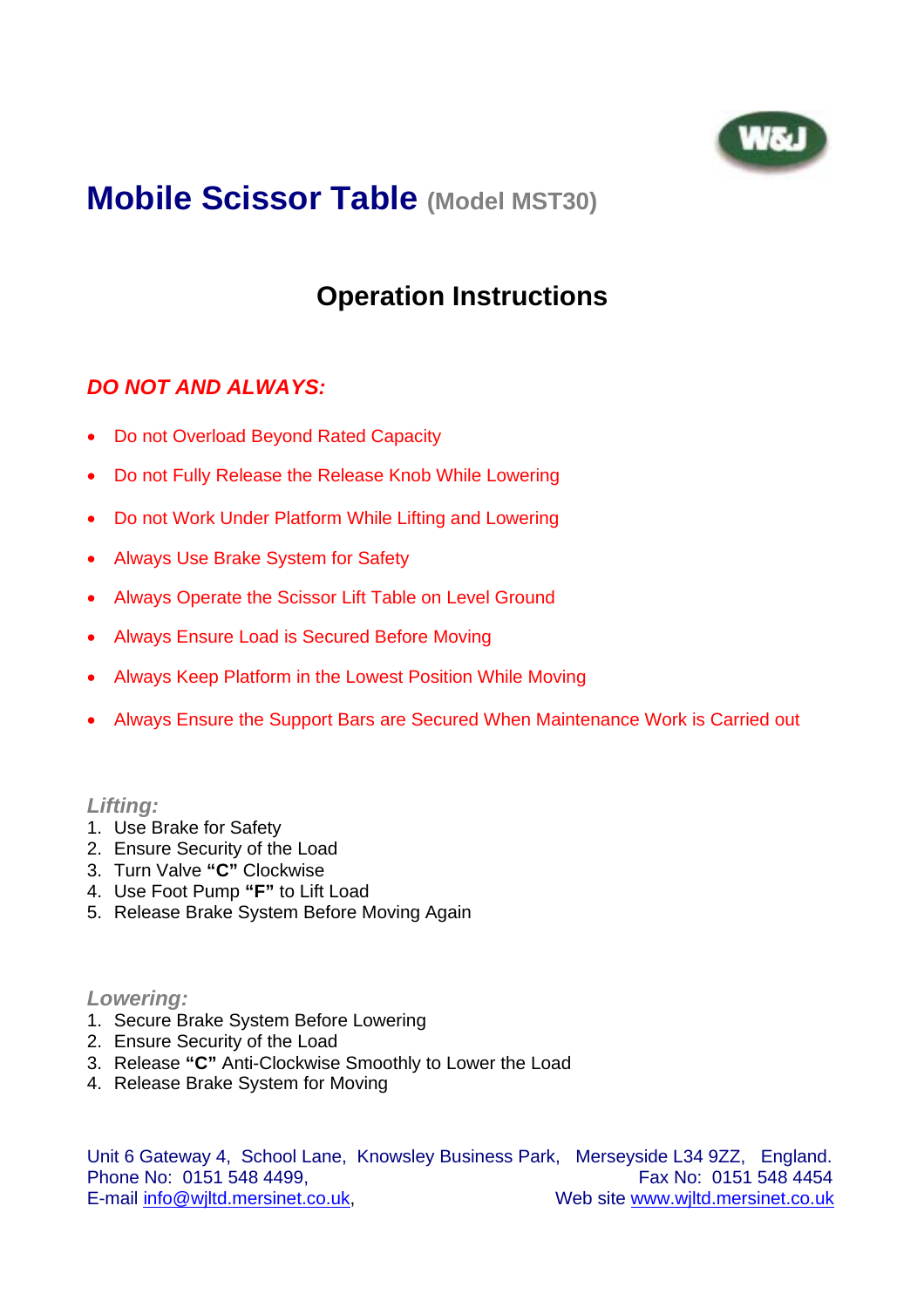# Mobile Scissor Table (Model MST30)

## Operation Instructions

### *DO NOT AND ALWAYS:*

- Do not Overload Beyond Rated Capacity
- Do not Fully Release the Release Knob While Lowering
- Do not Work Under Platform While Lifting and Lowering
- Always Use Brake System for Safety
- Always Operate the Scissor Lift Table on Level Ground
- Always Ensure Load is Secured Before Moving
- Always Keep Platform in the Lowest Position While Moving
- Always Ensure the Support Bars are Secured When Maintenance Work is Carried out

### *Lifting:*

1. Use Brake for Safety
2. Ensure Security of the Load
3. Turn Valve **"C"** Clockwise
4. Use Foot Pump **"F"** to Lift Load
5. Release Brake System Before Moving Again

### *Lowering:*

1. Secure Brake System Before Lowering
2. Ensure Security of the Load
3. Release **"C"** Anti-Clockwise Smoothly to Lower the Load
4. Release Brake System for Moving

Unit 6 Gateway 4, School Lane, Knowsley Business Park, Merseyside L34 9ZZ, England.
Phone No: 0151 548 4499, Fax No: 0151 548 4454
E-mail info@wjltd.mersinet.co.uk, Web site www.wjltd.mersinet.co.uk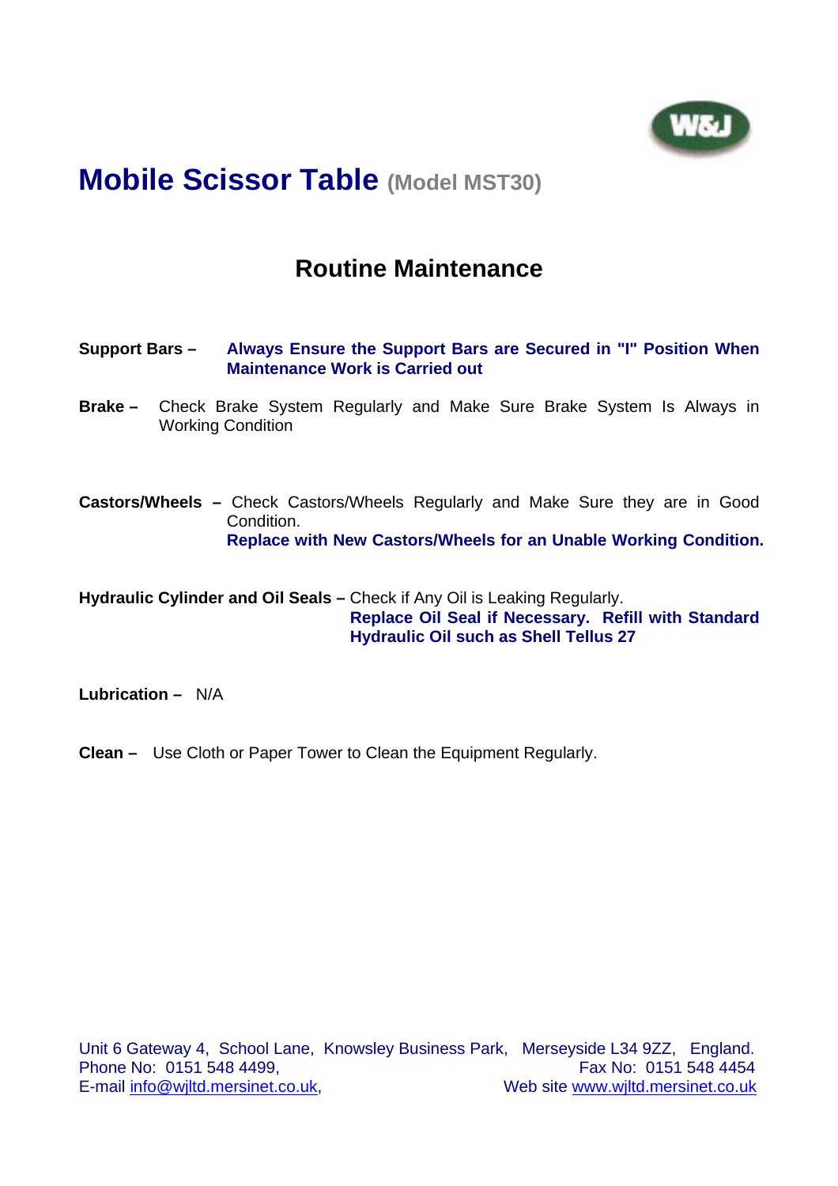# Mobile Scissor Table (Model MST30)

## Routine Maintenance

**Support Bars –** **Always Ensure the Support Bars are Secured in "I" Position When Maintenance Work is Carried out**

**Brake –** Check Brake System Regularly and Make Sure Brake System Is Always in Working Condition

**Castors/Wheels –** Check Castors/Wheels Regularly and Make Sure they are in Good Condition.
**Replace with New Castors/Wheels for an Unable Working Condition.**

**Hydraulic Cylinder and Oil Seals –** Check if Any Oil is Leaking Regularly.
**Replace Oil Seal if Necessary. Refill with Standard Hydraulic Oil such as Shell Tellus 27**

**Lubrication –** N/A

**Clean –** Use Cloth or Paper Tower to Clean the Equipment Regularly.

Unit 6 Gateway 4, School Lane, Knowsley Business Park, Merseyside L34 9ZZ, England.
Phone No: 0151 548 4499, Fax No: 0151 548 4454
E-mail info@wjltd.mersinet.co.uk, Web site www.wjltd.mersinet.co.uk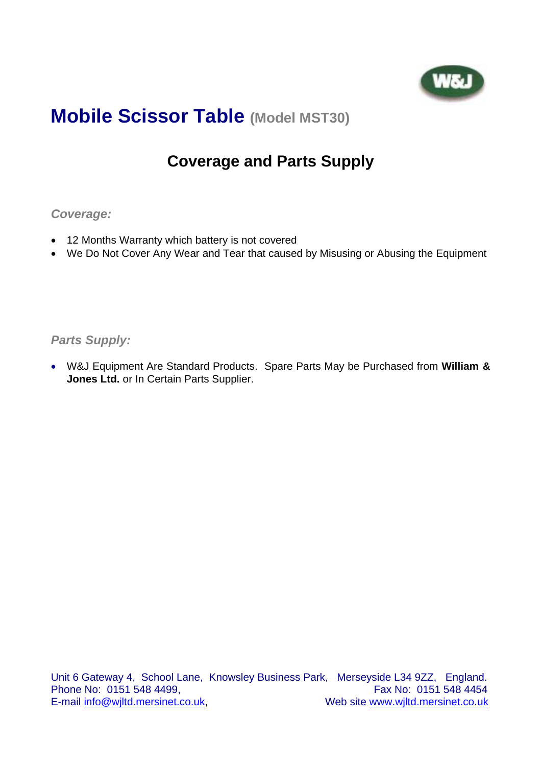# Mobile Scissor Table (Model MST30)

## Coverage and Parts Supply

### *Coverage:*

- 12 Months Warranty which battery is not covered
- We Do Not Cover Any Wear and Tear that caused by Misusing or Abusing the Equipment

### *Parts Supply:*

- W&J Equipment Are Standard Products. Spare Parts May be Purchased from **William & Jones Ltd.** or In Certain Parts Supplier.

Unit 6 Gateway 4, School Lane, Knowsley Business Park, Merseyside L34 9ZZ, England.
Phone No: 0151 548 4499, Fax No: 0151 548 4454
E-mail info@wjltd.mersinet.co.uk, Web site www.wjltd.mersinet.co.uk